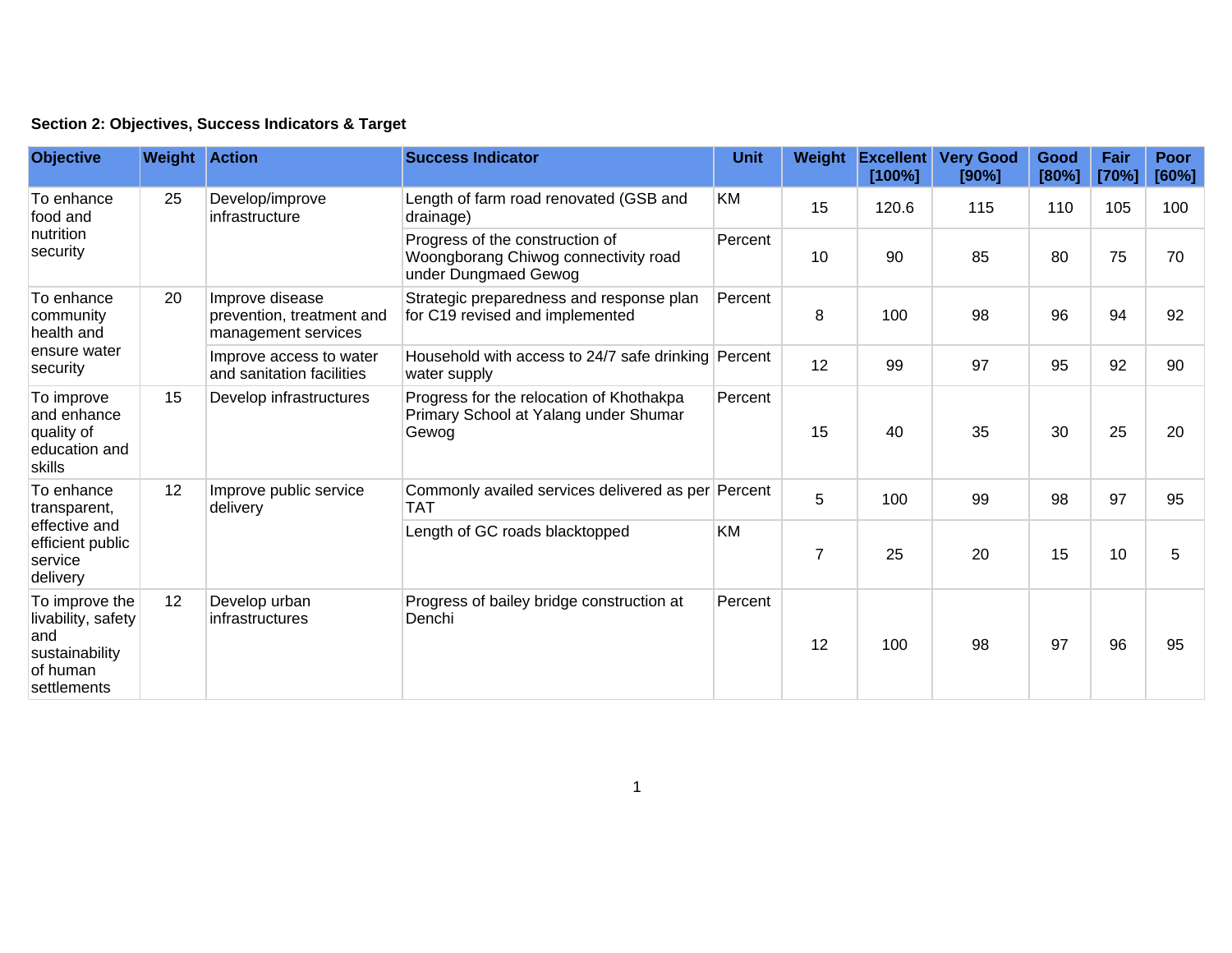**Section 2: Objectives, Success Indicators & Target**

| Objective | Weight | Action | Success Indicator | Unit | Weight | Excellent [100%] | Very Good [90%] | Good [80%] | Fair [70%] | Poor [60%] |
|---|---|---|---|---|---|---|---|---|---|---|
| To enhance food and nutrition security | 25 | Develop/improve infrastructure | Length of farm road renovated (GSB and drainage) | KM | 15 | 120.6 | 115 | 110 | 105 | 100 |
| | | | Progress of the construction of Woongborang Chiwog connectivity road under Dungmaed Gewog | Percent | 10 | 90 | 85 | 80 | 75 | 70 |
| To enhance community health and ensure water security | 20 | Improve disease prevention, treatment and management services | Strategic preparedness and response plan for C19 revised and implemented | Percent | 8 | 100 | 98 | 96 | 94 | 92 |
| | | Improve access to water and sanitation facilities | Household with access to 24/7 safe drinking water supply | Percent | 12 | 99 | 97 | 95 | 92 | 90 |
| To improve and enhance quality of education and skills | 15 | Develop infrastructures | Progress for the relocation of Khothakpa Primary School at Yalang under Shumar Gewog | Percent | 15 | 40 | 35 | 30 | 25 | 20 |
| To enhance transparent, effective and efficient public service delivery | 12 | Improve public service delivery | Commonly availed services delivered as per TAT | Percent | 5 | 100 | 99 | 98 | 97 | 95 |
| | | | Length of GC roads blacktopped | KM | 7 | 25 | 20 | 15 | 10 | 5 |
| To improve the livability, safety and sustainability of human settlements | 12 | Develop urban infrastructures | Progress of bailey bridge construction at Denchi | Percent | 12 | 100 | 98 | 97 | 96 | 95 |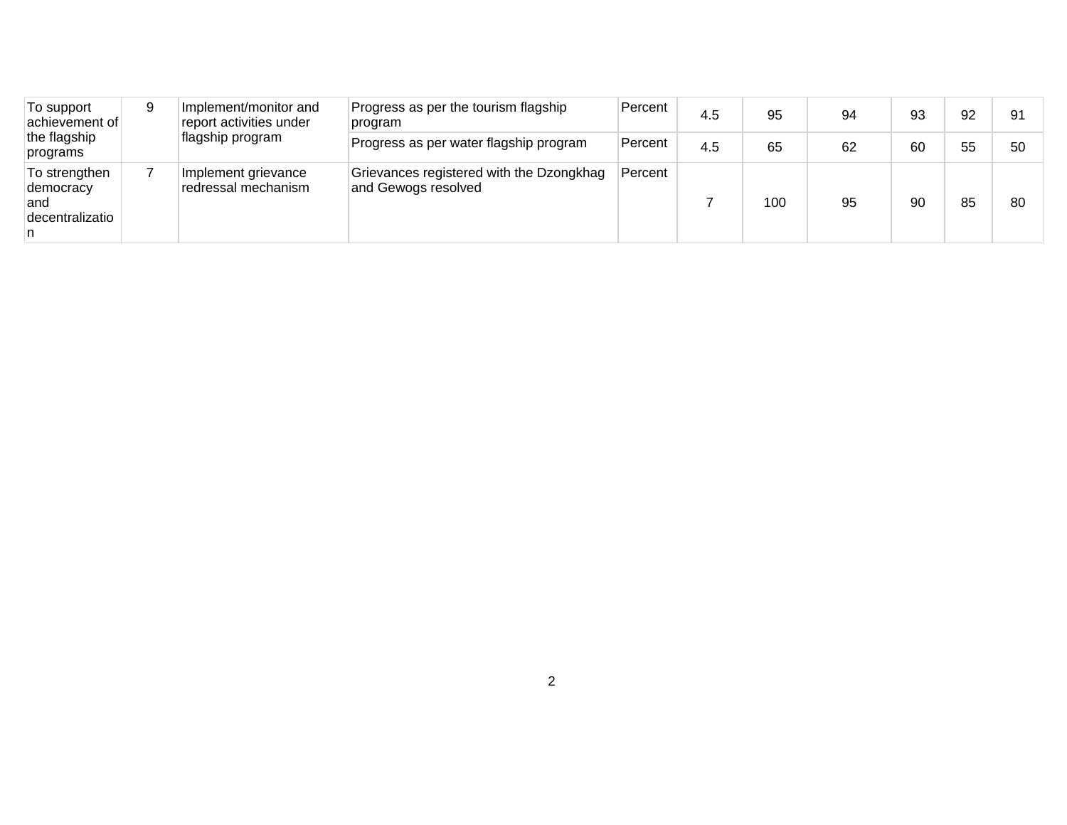| | | | | | | | | | | |
|---|---|---|---|---|---|---|---|---|---|---|
| To support achievement of the flagship programs | 9 | Implement/monitor and report activities under flagship program | Progress as per the tourism flagship program | Percent | 4.5 | 95 | 94 | 93 | 92 | 91 |
| | | | Progress as per water flagship program | Percent | 4.5 | 65 | 62 | 60 | 55 | 50 |
| To strengthen democracy and decentralization | 7 | Implement grievance redressal mechanism | Grievances registered with the Dzongkhag and Gewogs resolved | Percent | 7 | 100 | 95 | 90 | 85 | 80 |